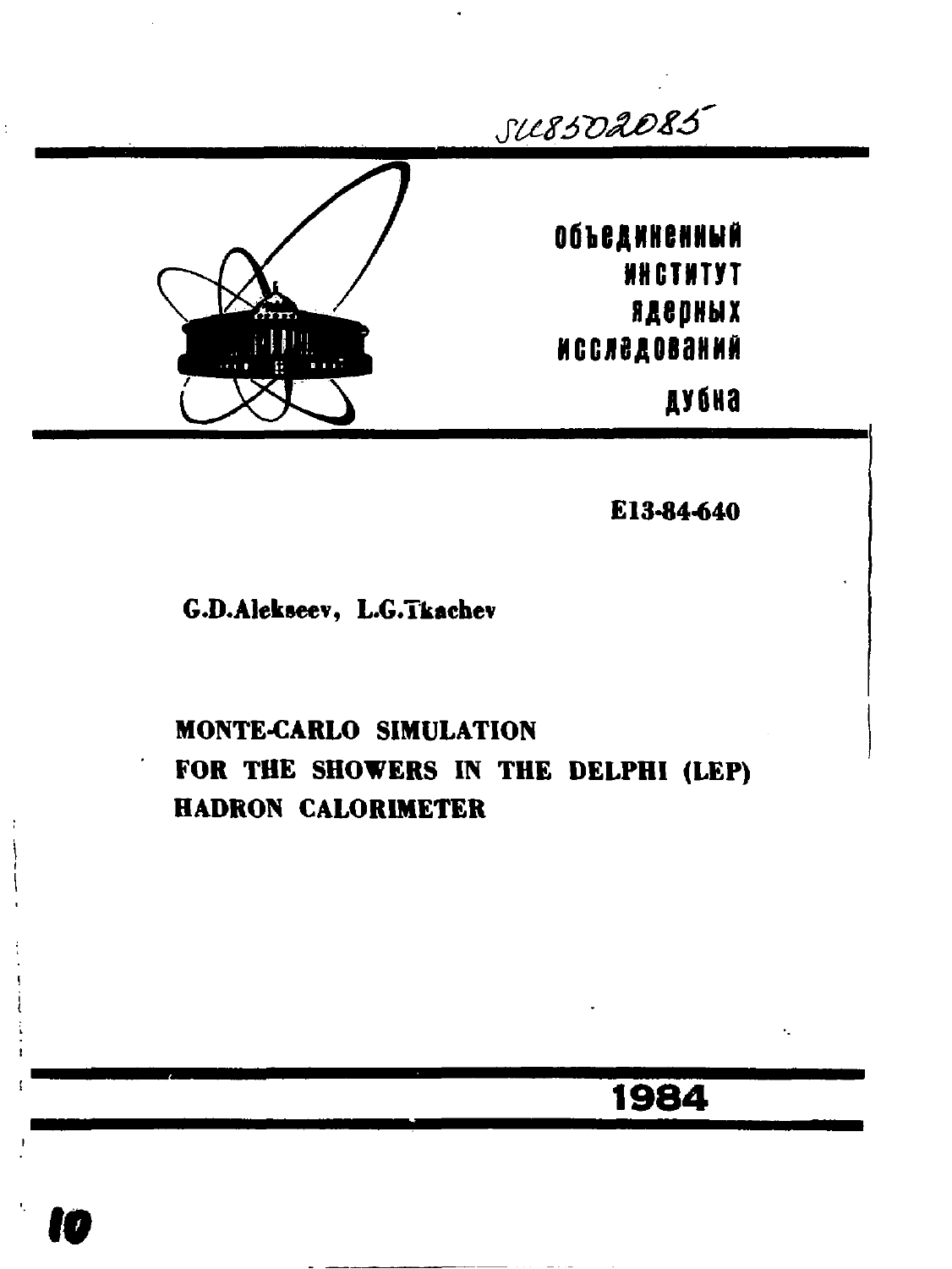SU85002085

объединенный
институт
ядерных
исследований
дубна

E13-84-640

G.D.Alekseev, L.G.Tkachev

# MONTE-CARLO SIMULATION FOR THE SHOWERS IN THE DELPHI (LEP) HADRON CALORIMETER

1984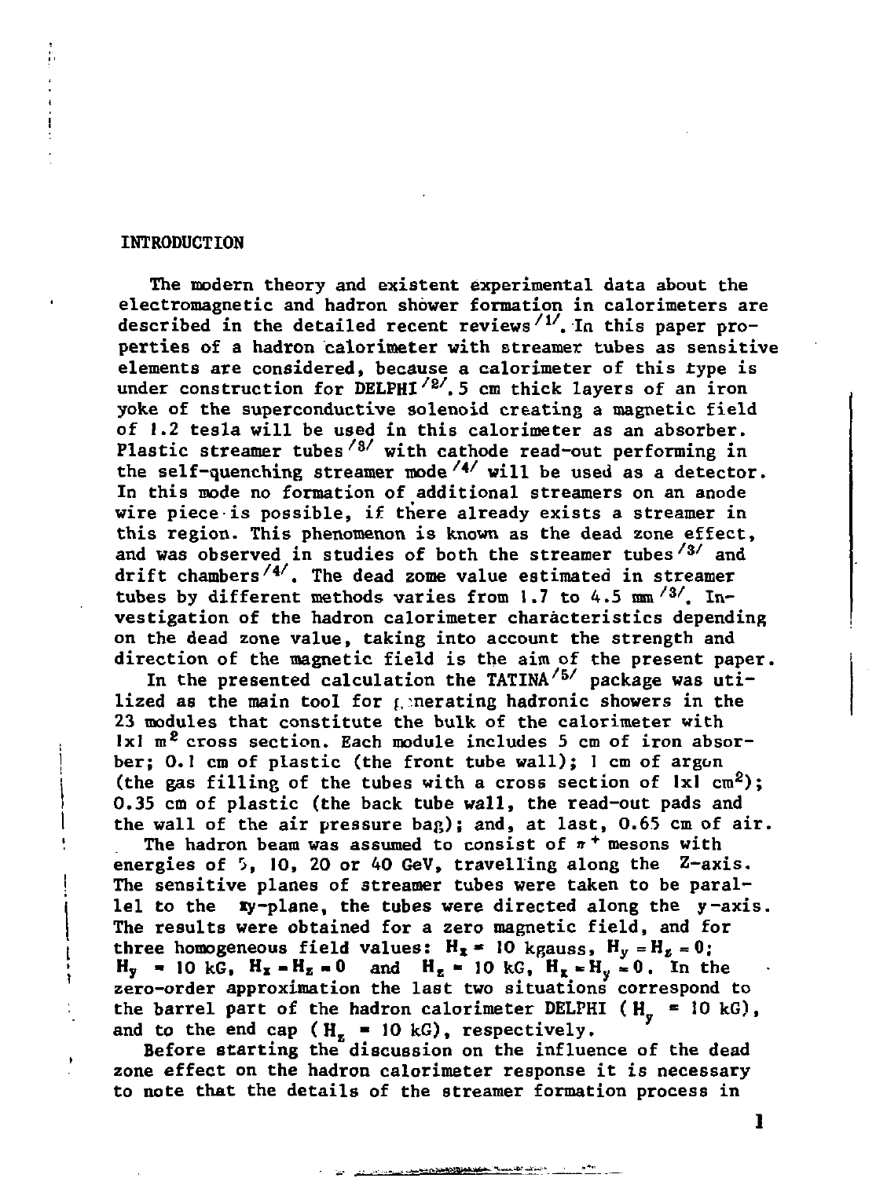## INTRODUCTION

The modern theory and existent experimental data about the electromagnetic and hadron shower formation in calorimeters are described in the detailed recent reviews [1]. In this paper properties of a hadron calorimeter with streamer tubes as sensitive elements are considered, because a calorimeter of this type is under construction for DELPHI [2]. 5 cm thick layers of an iron yoke of the superconductive solenoid creating a magnetic field of 1.2 tesla will be used in this calorimeter as an absorber. Plastic streamer tubes [3] with cathode read-out performing in the self-quenching streamer mode [4] will be used as a detector. In this mode no formation of additional streamers on an anode wire piece is possible, if there already exists a streamer in this region. This phenomenon is known as the dead zone effect, and was observed in studies of both the streamer tubes [3] and drift chambers [4]. The dead zome value estimated in streamer tubes by different methods varies from 1.7 to 4.5 mm [3]. Investigation of the hadron calorimeter characteristics depending on the dead zone value, taking into account the strength and direction of the magnetic field is the aim of the present paper.

In the presented calculation the TATINA [5] package was utilized as the main tool for generating hadronic showers in the 23 modules that constitute the bulk of the calorimeter with $1 \times 1$ m$^2$ cross section. Each module includes 5 cm of iron absorber; 0.1 cm of plastic (the front tube wall); 1 cm of argon (the gas filling of the tubes with a cross section of $1 \times 1$ cm$^2$); 0.35 cm of plastic (the back tube wall, the read-out pads and the wall of the air pressure bag); and, at last, 0.65 cm of air.

The hadron beam was assumed to consist of $\pi^+$ mesons with energies of 5, 10, 20 or 40 GeV, travelling along the Z-axis. The sensitive planes of streamer tubes were taken to be parallel to the xy-plane, the tubes were directed along the y-axis. The results were obtained for a zero magnetic field, and for three homogeneous field values: $H_x = 10$ kgauss, $H_y = H_z = 0$; $H_y = 10$ kG, $H_x = H_z = 0$ and $H_z = 10$ kG, $H_x = H_y = 0$. In the zero-order approximation the last two situations correspond to the barrel part of the hadron calorimeter DELPHI ($H_y = 10$ kG), and to the end cap ($H_z = 10$ kG), respectively.

Before starting the discussion on the influence of the dead zone effect on the hadron calorimeter response it is necessary to note that the details of the streamer formation process in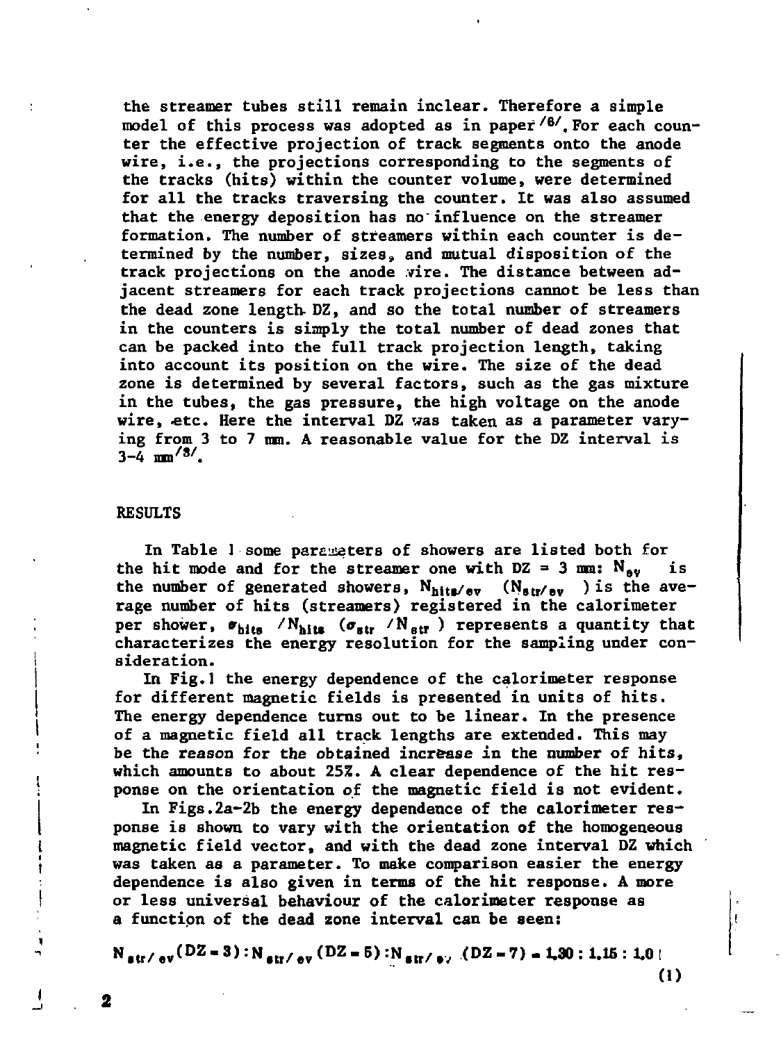the streamer tubes still remain inclear. Therefore a simple model of this process was adopted as in paper [6]. For each counter the effective projection of track segments onto the anode wire, i.e., the projections corresponding to the segments of the tracks (hits) within the counter volume, were determined for all the tracks traversing the counter. It was also assumed that the energy deposition has no influence on the streamer formation. The number of streamers within each counter is determined by the number, sizes, and mutual disposition of the track projections on the anode wire. The distance between adjacent streamers for each track projections cannot be less than the dead zone length DZ, and so the total number of streamers in the counters is simply the total number of dead zones that can be packed into the full track projection length, taking into account its position on the wire. The size of the dead zone is determined by several factors, such as the gas mixture in the tubes, the gas pressure, the high voltage on the anode wire, etc. Here the interval DZ was taken as a parameter varying from 3 to 7 mm. A reasonable value for the DZ interval is 3-4 mm [3].

## RESULTS

In Table 1 some parameters of showers are listed both for the hit mode and for the streamer one with DZ = 3 mm: $N_{ev}$ is the number of generated showers, $N_{hits/ev}$ ($N_{str/ev}$) is the average number of hits (streamers) registered in the calorimeter per shower, $\sigma_{hits}/N_{hits}$ ($\sigma_{str}/N_{str}$) represents a quantity that characterizes the energy resolution for the sampling under consideration.

In Fig.1 the energy dependence of the calorimeter response for different magnetic fields is presented in units of hits. The energy dependence turns out to be linear. In the presence of a magnetic field all track lengths are extended. This may be the reason for the obtained increase in the number of hits, which amounts to about 25%. A clear dependence of the hit response on the orientation of the magnetic field is not evident.

In Figs.2a-2b the energy dependence of the calorimeter response is shown to vary with the orientation of the homogeneous magnetic field vector, and with the dead zone interval DZ which was taken as a parameter. To make comparison easier the energy dependence is also given in terms of the hit response. A more or less universal behaviour of the calorimeter response as a function of the dead zone interval can be seen:

$$N_{str/ev}(DZ=3):N_{str/ev}(DZ=5):N_{str/ev}(DZ=7) = 1.30:1.15:1.0 \qquad (1)$$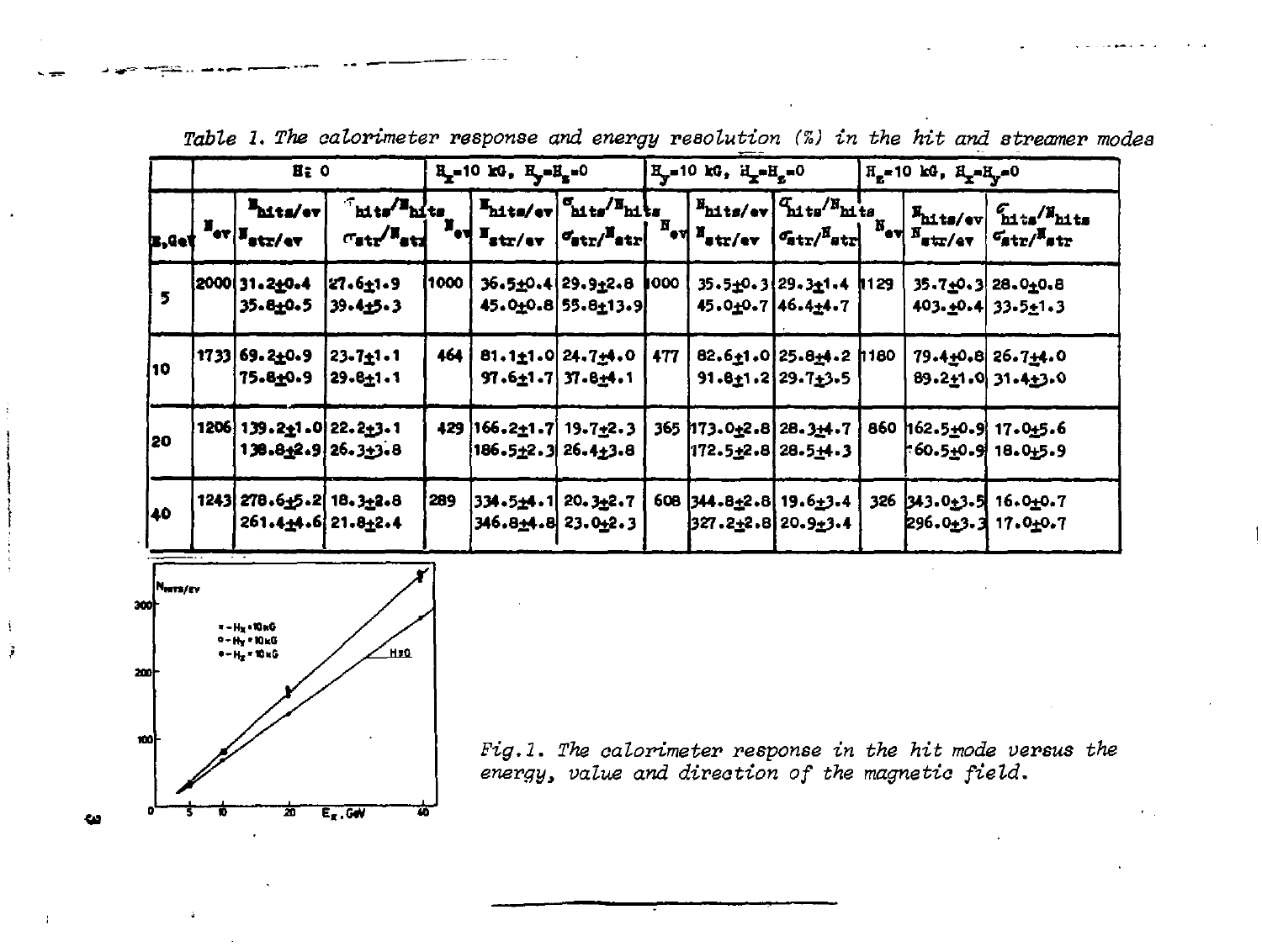*Table 1. The calorimeter response and energy resolution (%) in the hit and streamer modes*

| E, GeV | H = 0 | | | $H_x$=10 kG, $H_y$=$H_z$=0 | | | $H_y$=10 kG, $H_x$=$H_z$=0 | | | $H_z$=10 kG, $H_x$=$H_y$=0 | | |
|---|---|---|---|---|---|---|---|---|---|---|---|---|
| | $N_{ev}$ | $N_{hits}/ev$ <br> $N_{str}/ev$ | $\sigma_{hits}/N_{hits}$ <br> $\sigma_{str}/N_{str}$ | $N_{ev}$ | $N_{hits}/ev$ <br> $N_{str}/ev$ | $\sigma_{hits}/N_{hits}$ <br> $\sigma_{str}/N_{str}$ | $N_{ev}$ | $N_{hits}/ev$ <br> $N_{str}/ev$ | $\sigma_{hits}/N_{hits}$ <br> $\sigma_{str}/N_{str}$ | $N_{ev}$ | $N_{hits}/ev$ <br> $N_{str}/ev$ | $\sigma_{hits}/N_{hits}$ <br> $\sigma_{str}/N_{str}$ |
| 5 | 2000 | 31.2±0.4 <br> 35.8±0.5 | 27.6±1.9 <br> 39.4±5.3 | 1000 | 36.5±0.4 <br> 45.0±0.8 | 29.9±2.8 <br> 55.8±13.9 | 1000 | 35.5±0.3 <br> 45.0±0.7 | 29.3±1.4 <br> 46.4±4.7 | 1129 | 35.7±0.3 <br> 403.±0.4 | 28.0±0.8 <br> 33.5±1.3 |
| 10 | 1733 | 69.2±0.9 <br> 75.8±0.9 | 23.7±1.1 <br> 29.8±1.1 | 464 | 81.1±1.0 <br> 97.6±1.7 | 24.7±4.0 <br> 37.8±4.1 | 477 | 82.6±1.0 <br> 91.8±1.2 | 25.8±4.2 <br> 29.7±3.5 | 1180 | 79.4±0.8 <br> 89.2±1.0 | 26.7±4.0 <br> 31.4±3.0 |
| 20 | 1206 | 139.2±1.0 <br> 138.8±2.9 | 22.2±3.1 <br> 26.3±3.8 | 429 | 166.2±1.7 <br> 186.5±2.3 | 19.7±2.3 <br> 26.4±3.8 | 365 | 173.0±2.8 <br> 172.5±2.8 | 28.3±4.7 <br> 28.5±4.3 | 860 | 162.5±0.9 <br> 160.5±0.9 | 17.0±5.6 <br> 18.0±5.9 |
| 40 | 1243 | 278.6±5.2 <br> 261.4±4.6 | 18.3±2.8 <br> 21.8±2.4 | 289 | 334.5±4.1 <br> 346.8±4.8 | 20.3±2.7 <br> 23.0±2.3 | 608 | 344.8±2.8 <br> 327.2±2.8 | 19.6±3.4 <br> 20.9±3.4 | 326 | 343.0±3.5 <br> 296.0±3.3 | 16.0±0.7 <br> 17.0±0.7 |

*Fig.1. The calorimeter response in the hit mode versus the energy, value and direction of the magnetic field.*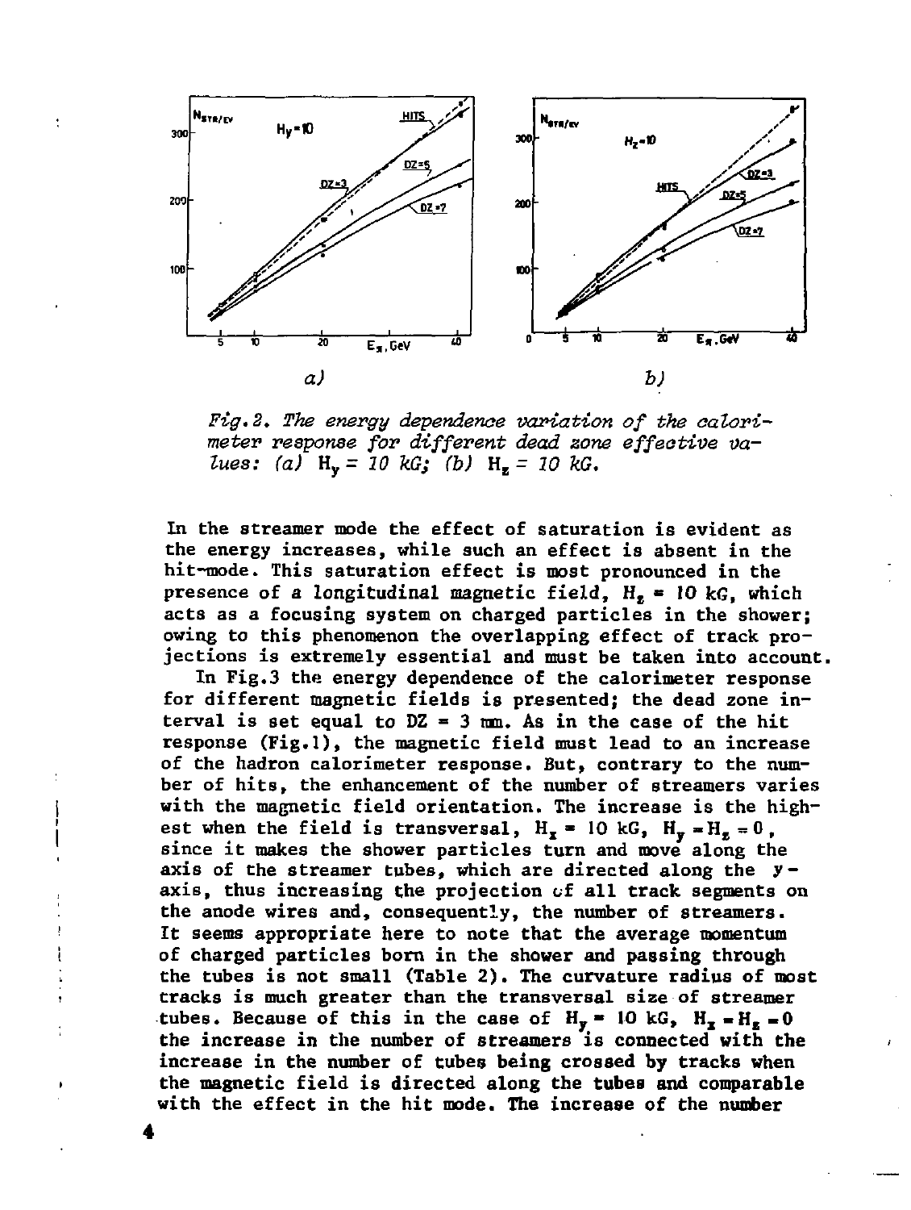*Fig. 2. The energy dependence variation of the calorimeter response for different dead zone effective values: (a) $H_y = 10$ kG; (b) $H_z = 10$ kG.*

In the streamer mode the effect of saturation is evident as the energy increases, while such an effect is absent in the hit-mode. This saturation effect is most pronounced in the presence of a longitudinal magnetic field, $H_z = 10$ kG, which acts as a focusing system on charged particles in the shower; owing to this phenomenon the overlapping effect of track projections is extremely essential and must be taken into account.

In Fig.3 the energy dependence of the calorimeter response for different magnetic fields is presented; the dead zone interval is set equal to DZ = 3 mm. As in the case of the hit response (Fig.1), the magnetic field must lead to an increase of the hadron calorimeter response. But, contrary to the number of hits, the enhancement of the number of streamers varies with the magnetic field orientation. The increase is the highest when the field is transversal, $H_x = 10$ kG, $H_y = H_z = 0$, since it makes the shower particles turn and move along the axis of the streamer tubes, which are directed along the $y$-axis, thus increasing the projection of all track segments on the anode wires and, consequently, the number of streamers. It seems appropriate here to note that the average momentum of charged particles born in the shower and passing through the tubes is not small (Table 2). The curvature radius of most tracks is much greater than the transversal size of streamer tubes. Because of this in the case of $H_y = 10$ kG, $H_x = H_z = 0$ the increase in the number of streamers is connected with the increase in the number of tubes being crossed by tracks when the magnetic field is directed along the tubes and comparable with the effect in the hit mode. The increase of the number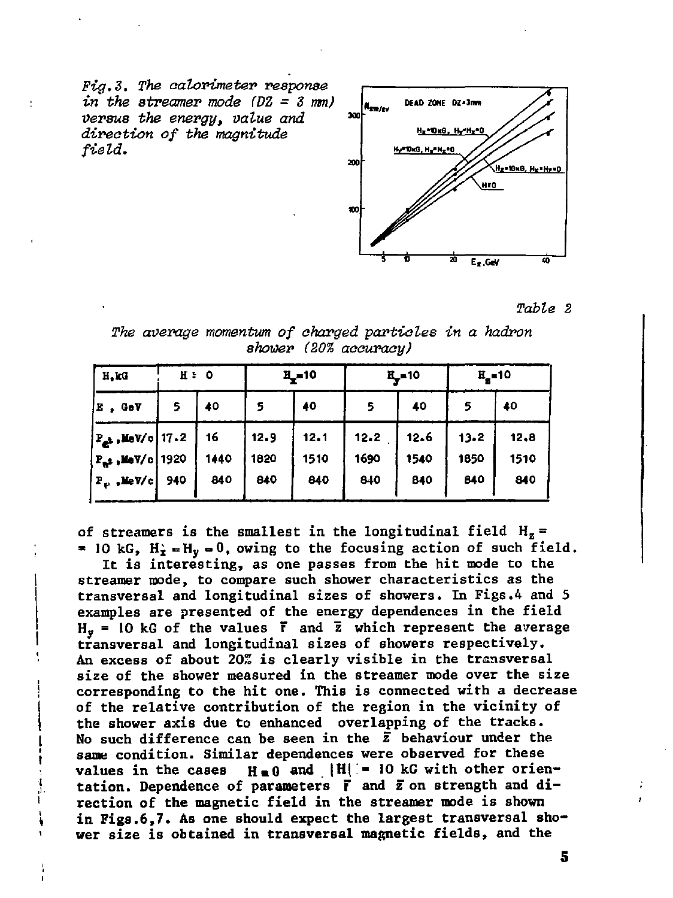*Fig.3. The calorimeter response in the streamer mode (DZ = 3 mm) versus the energy, value and direction of the magnitude field.*

*Table 2*

*The average momentum of charged particles in a hadron shower (20% accuracy)*

| H, kG | H = 0 | | $H_x$=10 | | $H_y$=10 | | $H_z$=10 | |
|---|---|---|---|---|---|---|---|---|
| E, GeV | 5 | 40 | 5 | 40 | 5 | 40 | 5 | 40 |
| $P_{e^\pm}$, MeV/c | 17.2 | 16 | 12.9 | 12.1 | 12.2 | 12.6 | 13.2 | 12.8 |
| $P_{\pi^\pm}$, MeV/c | 1920 | 1440 | 1820 | 1510 | 1690 | 1540 | 1850 | 1510 |
| $P_{\mu}$, MeV/c | 940 | 840 | 840 | 840 | 840 | 840 | 840 | 840 |

of streamers is the smallest in the longitudinal field $H_z = 10$ kG, $H_x = H_y = 0$, owing to the focusing action of such field.

It is interesting, as one passes from the hit mode to the streamer mode, to compare such shower characteristics as the transversal and longitudinal sizes of showers. In Figs.4 and 5 examples are presented of the energy dependences in the field $H_y = 10$ kG of the values $\bar{r}$ and $\bar{z}$ which represent the average transversal and longitudinal sizes of showers respectively. An excess of about 20% is clearly visible in the transversal size of the shower measured in the streamer mode over the size corresponding to the hit one. This is connected with a decrease of the relative contribution of the region in the vicinity of the shower axis due to enhanced overlapping of the tracks. No such difference can be seen in the $\bar{z}$ behaviour under the same condition. Similar dependences were observed for these values in the cases $H = 0$ and $|H| = 10$ kG with other orientation. Dependence of parameters $\bar{r}$ and $\bar{z}$ on strength and direction of the magnetic field in the streamer mode is shown in Figs.6,7. As one should expect the largest transversal shower size is obtained in transversal magnetic fields, and the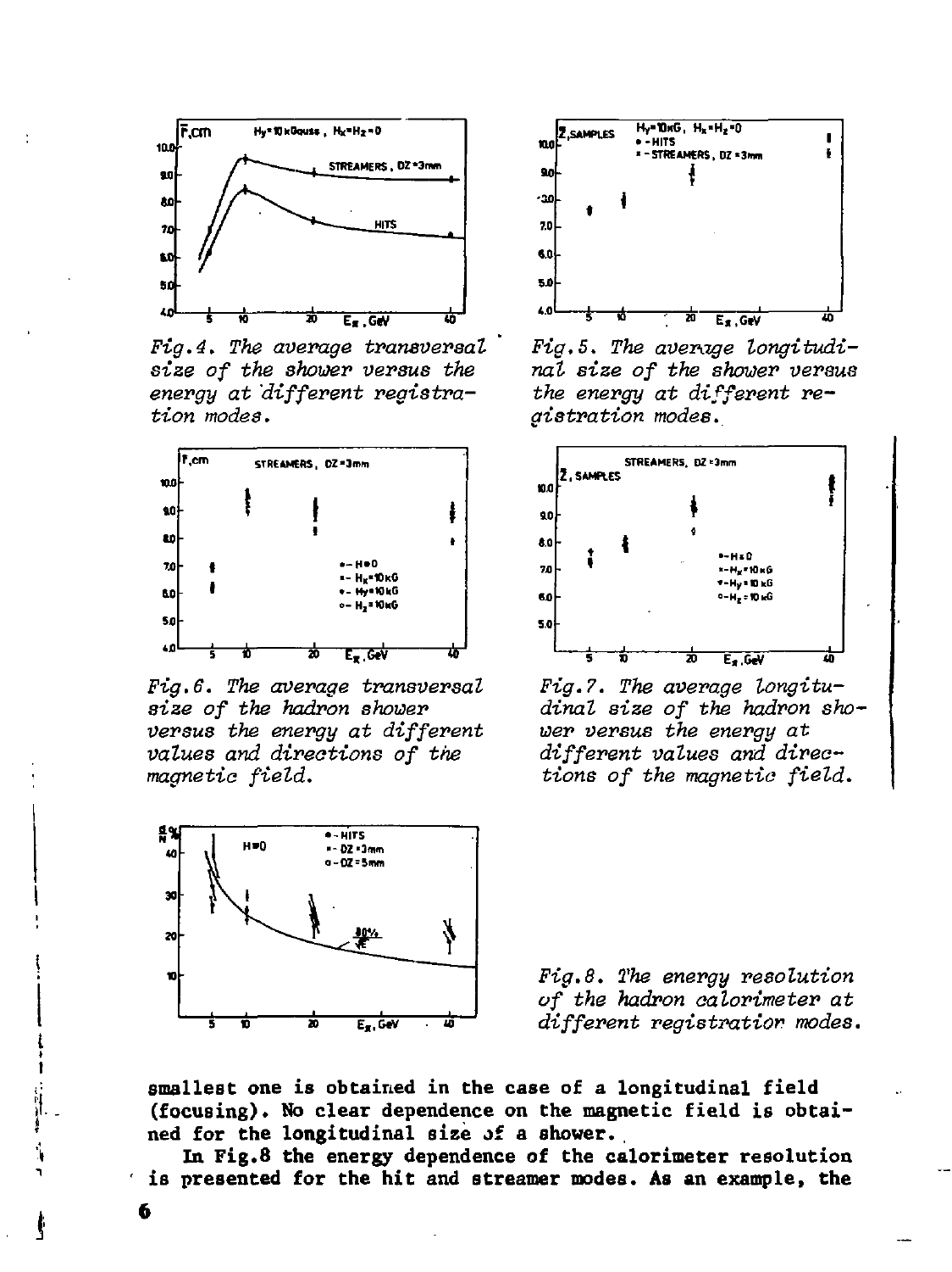*Fig.4. The average transversal size of the shower versus the energy at different registration modes.*

*Fig.5. The average longitudinal size of the shower versus the energy at different registration modes.*

*Fig.6. The average transversal size of the hadron shower versus the energy at different values and directions of the magnetic field.*

*Fig.7. The average longitudinal size of the hadron shower versus the energy at different values and directions of the magnetic field.*

*Fig.8. The energy resolution of the hadron calorimeter at different registration modes.*

smallest one is obtained in the case of a longitudinal field (focusing). No clear dependence on the magnetic field is obtained for the longitudinal size of a shower.

In Fig.8 the energy dependence of the calorimeter resolution is presented for the hit and streamer modes. As an example, the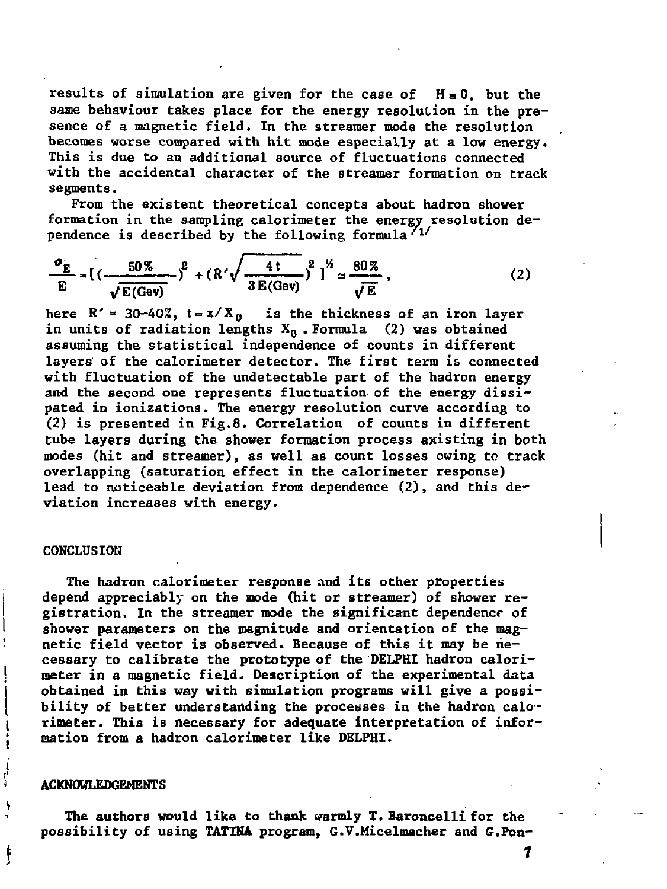results of simulation are given for the case of $H = 0$, but the same behaviour takes place for the energy resolution in the presence of a magnetic field. In the streamer mode the resolution becomes worse compared with hit mode especially at a low energy. This is due to an additional source of fluctuations connected with the accidental character of the streamer formation on track segments.

From the existent theoretical concepts about hadron shower formation in the sampling calorimeter the energy resolution dependence is described by the following formula [1]

$$\frac{\sigma_E}{E} = \left[\left(\frac{50\%}{\sqrt{E(\mathrm{Gev})}}\right)^2 + \left(R'\sqrt{\frac{4t}{3E(\mathrm{Gev})}}\right)^2\right]^{1/2} \simeq \frac{80\%}{\sqrt{E}}, \qquad (2)$$

here $R' = 30\text{–}40\%$, $t = x/X_0$ is the thickness of an iron layer in units of radiation lengths $X_0$. Formula (2) was obtained assuming the statistical independence of counts in different layers of the calorimeter detector. The first term is connected with fluctuation of the undetectable part of the hadron energy and the second one represents fluctuation of the energy dissipated in ionizations. The energy resolution curve according to (2) is presented in Fig.8. Correlation of counts in different tube layers during the shower formation process axisting in both modes (hit and streamer), as well as count losses owing to track overlapping (saturation effect in the calorimeter response) lead to noticeable deviation from dependence (2), and this deviation increases with energy.

## CONCLUSION

The hadron calorimeter response and its other properties depend appreciably on the mode (hit or streamer) of shower registration. In the streamer mode the significant dependence of shower parameters on the magnitude and orientation of the magnetic field vector is observed. Because of this it may be necessary to calibrate the prototype of the DELPHI hadron calorimeter in a magnetic field. Description of the experimental data obtained in this way with simulation programs will give a possibility of better understanding the processes in the hadron calorimeter. This is necessary for adequate interpretation of information from a hadron calorimeter like DELPHI.

## ACKNOWLEDGEMENTS

The authors would like to thank warmly T. Baroncelli for the possibility of using TATINA program, G.V.Micelmacher and G.Pon-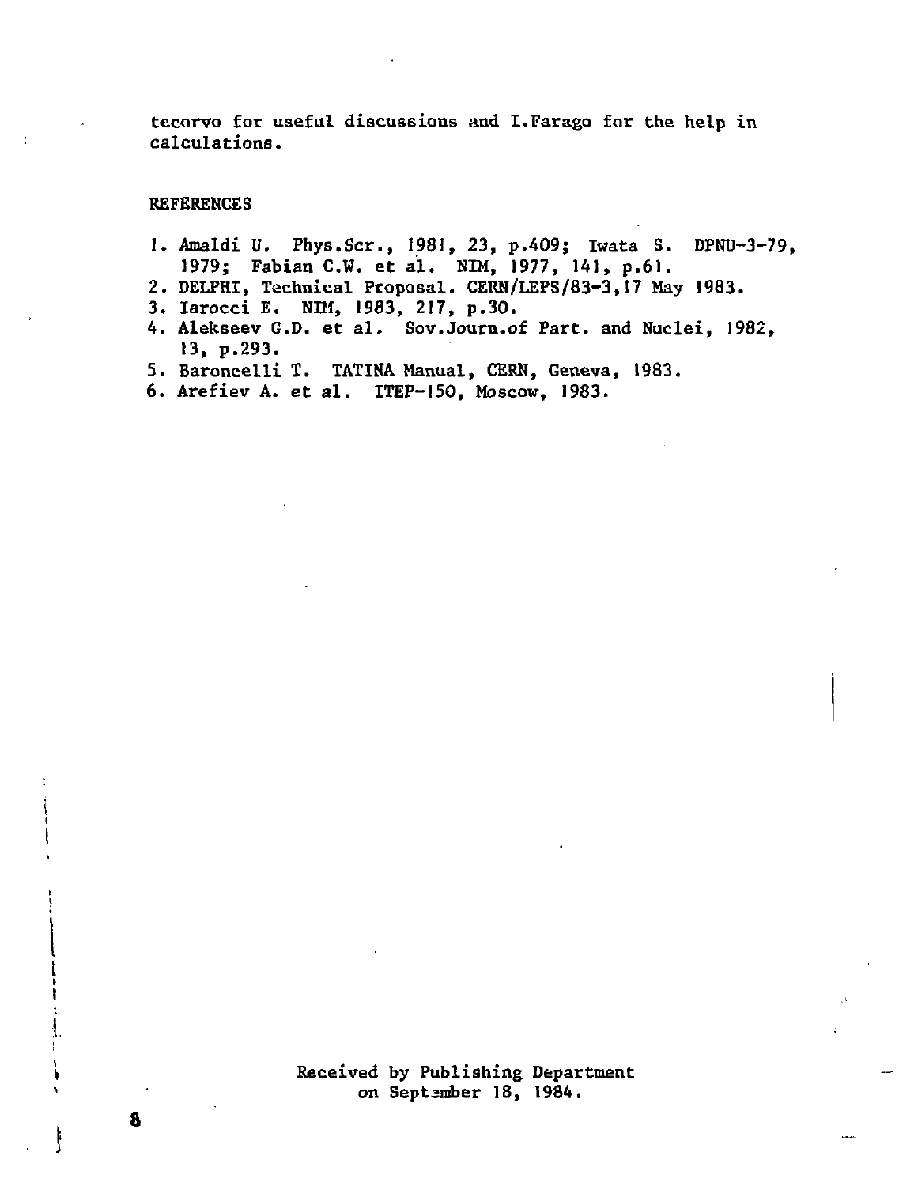tecorvo for useful discussions and I.Farago for the help in calculations.

## REFERENCES

1. Amaldi U. Phys.Scr., 1981, 23, p.409; Iwata S. DPNU-3-79, 1979; Fabian C.W. et al. NIM, 1977, 141, p.61.
2. DELPHI, Technical Proposal. CERN/LEPS/83-3, 17 May 1983.
3. Iarocci E. NIM, 1983, 217, p.30.
4. Alekseev G.D. et al. Sov.Journ.of Part. and Nuclei, 1982, 13, p.293.
5. Baroncelli T. TATINA Manual, CERN, Geneva, 1983.
6. Arefiev A. et al. ITEP-150, Moscow, 1983.

Received by Publishing Department on September 18, 1984.